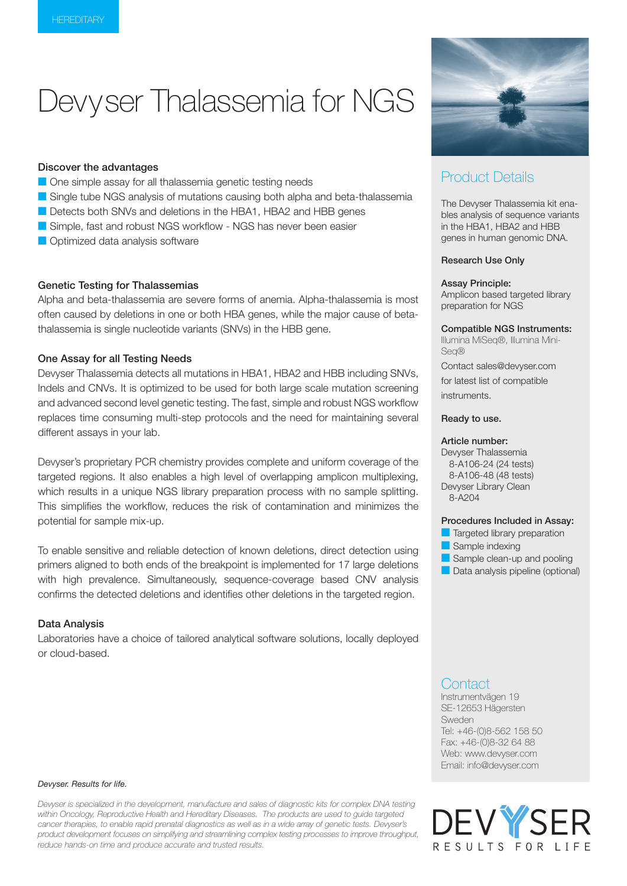HEREDITARY

# Devyser Thalassemia for NGS

### Discover the advantages

- One simple assay for all thalassemia genetic testing needs
- Single tube NGS analysis of mutations causing both alpha and beta-thalassemia
- Detects both SNVs and deletions in the HBA1, HBA2 and HBB genes
- Simple, fast and robust NGS workflow - NGS has never been easier
- Optimized data analysis software

### Genetic Testing for Thalassemias

Alpha and beta-thalassemia are severe forms of anemia. Alpha-thalassemia is most often caused by deletions in one or both HBA genes, while the major cause of beta-thalassemia is single nucleotide variants (SNVs) in the HBB gene.

### One Assay for all Testing Needs

Devyser Thalassemia detects all mutations in HBA1, HBA2 and HBB including SNVs, Indels and CNVs. It is optimized to be used for both large scale mutation screening and advanced second level genetic testing. The fast, simple and robust NGS workflow replaces time consuming multi-step protocols and the need for maintaining several different assays in your lab.

Devyser's proprietary PCR chemistry provides complete and uniform coverage of the targeted regions. It also enables a high level of overlapping amplicon multiplexing, which results in a unique NGS library preparation process with no sample splitting. This simplifies the workflow, reduces the risk of contamination and minimizes the potential for sample mix-up.

To enable sensitive and reliable detection of known deletions, direct detection using primers aligned to both ends of the breakpoint is implemented for 17 large deletions with high prevalence. Simultaneously, sequence-coverage based CNV analysis confirms the detected deletions and identifies other deletions in the targeted region.

### Data Analysis

Laboratories have a choice of tailored analytical software solutions, locally deployed or cloud-based.

## Product Details

The Devyser Thalassemia kit enables analysis of sequence variants in the HBA1, HBA2 and HBB genes in human genomic DNA.

**Research Use Only**

**Assay Principle:**
Amplicon based targeted library preparation for NGS

**Compatible NGS Instruments:**
Illumina MiSeq®, Illumina MiniSeq®

Contact sales@devyser.com for latest list of compatible instruments.

**Ready to use.**

**Article number:**
Devyser Thalassemia
8-A106-24 (24 tests)
8-A106-48 (48 tests)
Devyser Library Clean
8-A204

**Procedures Included in Assay:**

- Targeted library preparation
- Sample indexing
- Sample clean-up and pooling
- Data analysis pipeline (optional)

## Contact

Instrumentvägen 19
SE-12653 Hägersten
Sweden
Tel: +46-(0)8-562 158 50
Fax: +46-(0)8-32 64 88
Web: www.devyser.com
Email: info@devyser.com

*Devyser. Results for life.*

*Devyser is specialized in the development, manufacture and sales of diagnostic kits for complex DNA testing within Oncology, Reproductive Health and Hereditary Diseases. The products are used to guide targeted cancer therapies, to enable rapid prenatal diagnostics as well as in a wide array of genetic tests. Devyser's product development focuses on simplifying and streamlining complex testing processes to improve throughput, reduce hands-on time and produce accurate and trusted results.*

DEVYSER
RESULTS FOR LIFE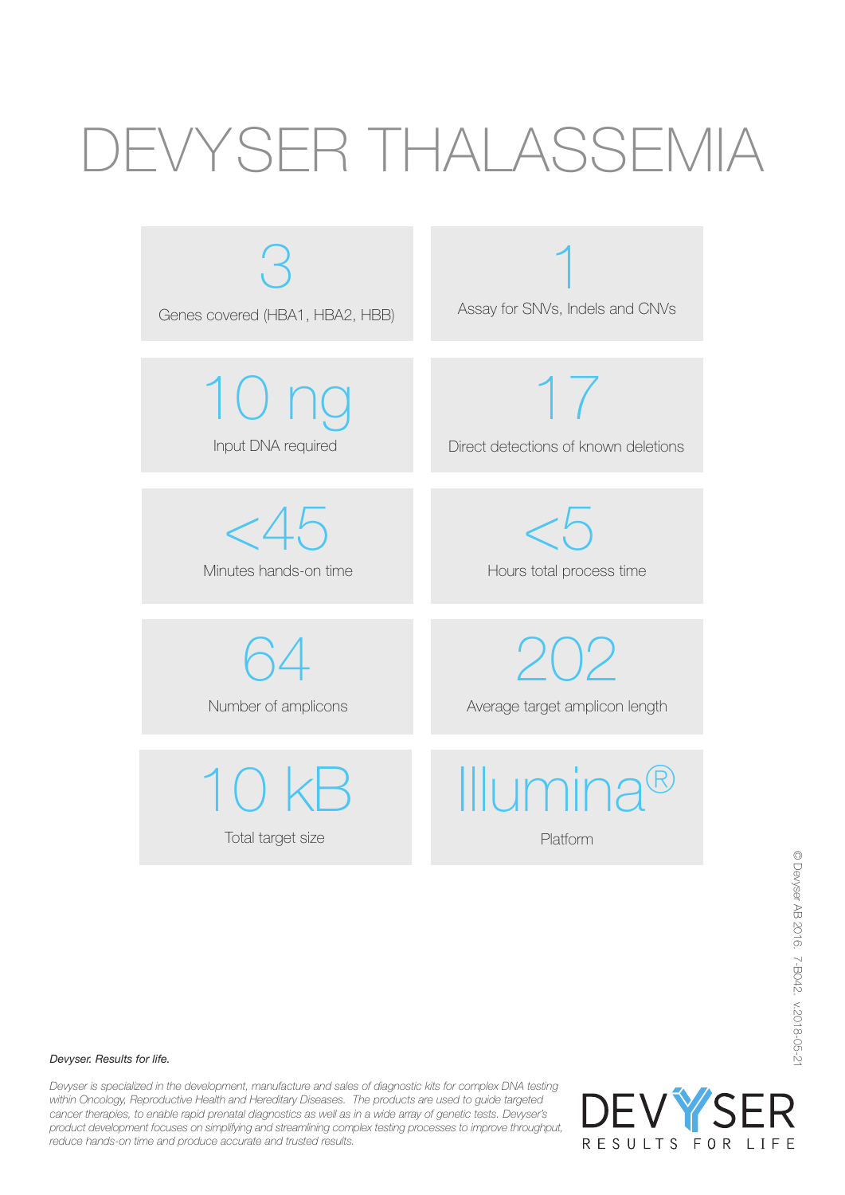# DEVYSER THALASSEMIA

| | |
|---|---|
| **3** Genes covered (HBA1, HBA2, HBB) | **1** Assay for SNVs, Indels and CNVs |
| **10 ng** Input DNA required | **17** Direct detections of known deletions |
| **<45** Minutes hands-on time | **<5** Hours total process time |
| **64** Number of amplicons | **202** Average target amplicon length |
| **10 kB** Total target size | **Illumina®** Platform |

© Devyser AB 2016. 7-B042. v.2018-05-21

*Devyser. Results for life.*

*Devyser is specialized in the development, manufacture and sales of diagnostic kits for complex DNA testing within Oncology, Reproductive Health and Hereditary Diseases. The products are used to guide targeted cancer therapies, to enable rapid prenatal diagnostics as well as in a wide array of genetic tests. Devyser's product development focuses on simplifying and streamlining complex testing processes to improve throughput, reduce hands-on time and produce accurate and trusted results.*

DEVYSER
RESULTS FOR LIFE